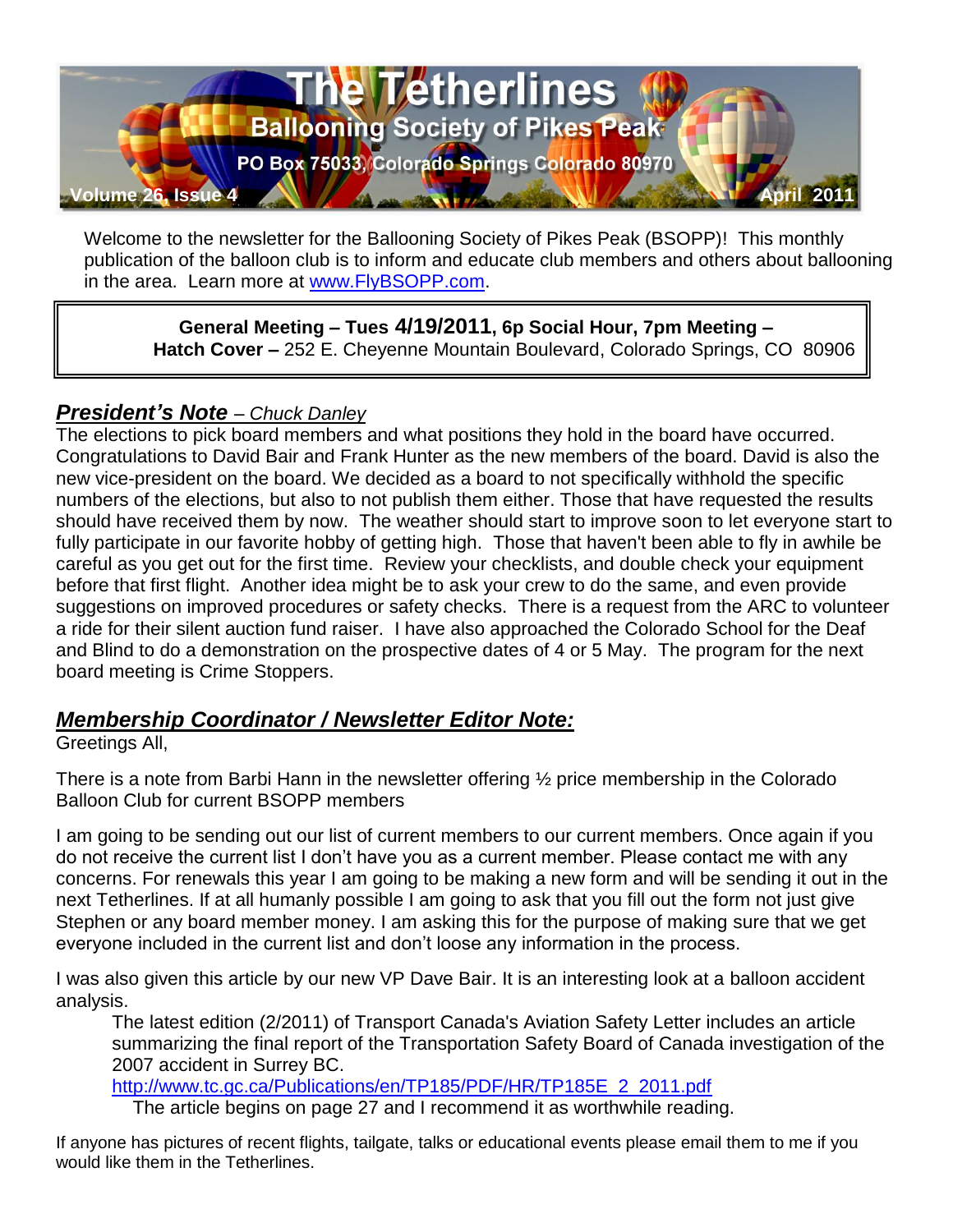# The Tetherlines

## Ballooning Society of Pikes Peak

**PO Box 75033, Colorado Springs Colorado 80970**

**Volume 26, Issue 4** **April 2011**

Welcome to the newsletter for the Ballooning Society of Pikes Peak (BSOPP)! This monthly publication of the balloon club is to inform and educate club members and others about ballooning in the area. Learn more at www.FlyBSOPP.com.

> **General Meeting – Tues 4/19/2011, 6p Social Hour, 7pm Meeting –**
> **Hatch Cover –** 252 E. Cheyenne Mountain Boulevard, Colorado Springs, CO 80906

## ***President's Note*** *– Chuck Danley*

The elections to pick board members and what positions they hold in the board have occurred. Congratulations to David Bair and Frank Hunter as the new members of the board. David is also the new vice-president on the board. We decided as a board to not specifically withhold the specific numbers of the elections, but also to not publish them either. Those that have requested the results should have received them by now. The weather should start to improve soon to let everyone start to fully participate in our favorite hobby of getting high. Those that haven't been able to fly in awhile be careful as you get out for the first time. Review your checklists, and double check your equipment before that first flight. Another idea might be to ask your crew to do the same, and even provide suggestions on improved procedures or safety checks. There is a request from the ARC to volunteer a ride for their silent auction fund raiser. I have also approached the Colorado School for the Deaf and Blind to do a demonstration on the prospective dates of 4 or 5 May. The program for the next board meeting is Crime Stoppers.

## ***Membership Coordinator / Newsletter Editor Note:***

Greetings All,

There is a note from Barbi Hann in the newsletter offering ½ price membership in the Colorado Balloon Club for current BSOPP members

I am going to be sending out our list of current members to our current members. Once again if you do not receive the current list I don't have you as a current member. Please contact me with any concerns. For renewals this year I am going to be making a new form and will be sending it out in the next Tetherlines. If at all humanly possible I am going to ask that you fill out the form not just give Stephen or any board member money. I am asking this for the purpose of making sure that we get everyone included in the current list and don't loose any information in the process.

I was also given this article by our new VP Dave Bair. It is an interesting look at a balloon accident analysis.

> The latest edition (2/2011) of Transport Canada's Aviation Safety Letter includes an article summarizing the final report of the Transportation Safety Board of Canada investigation of the 2007 accident in Surrey BC.
> http://www.tc.gc.ca/Publications/en/TP185/PDF/HR/TP185E_2_2011.pdf
> The article begins on page 27 and I recommend it as worthwhile reading.

If anyone has pictures of recent flights, tailgate, talks or educational events please email them to me if you would like them in the Tetherlines.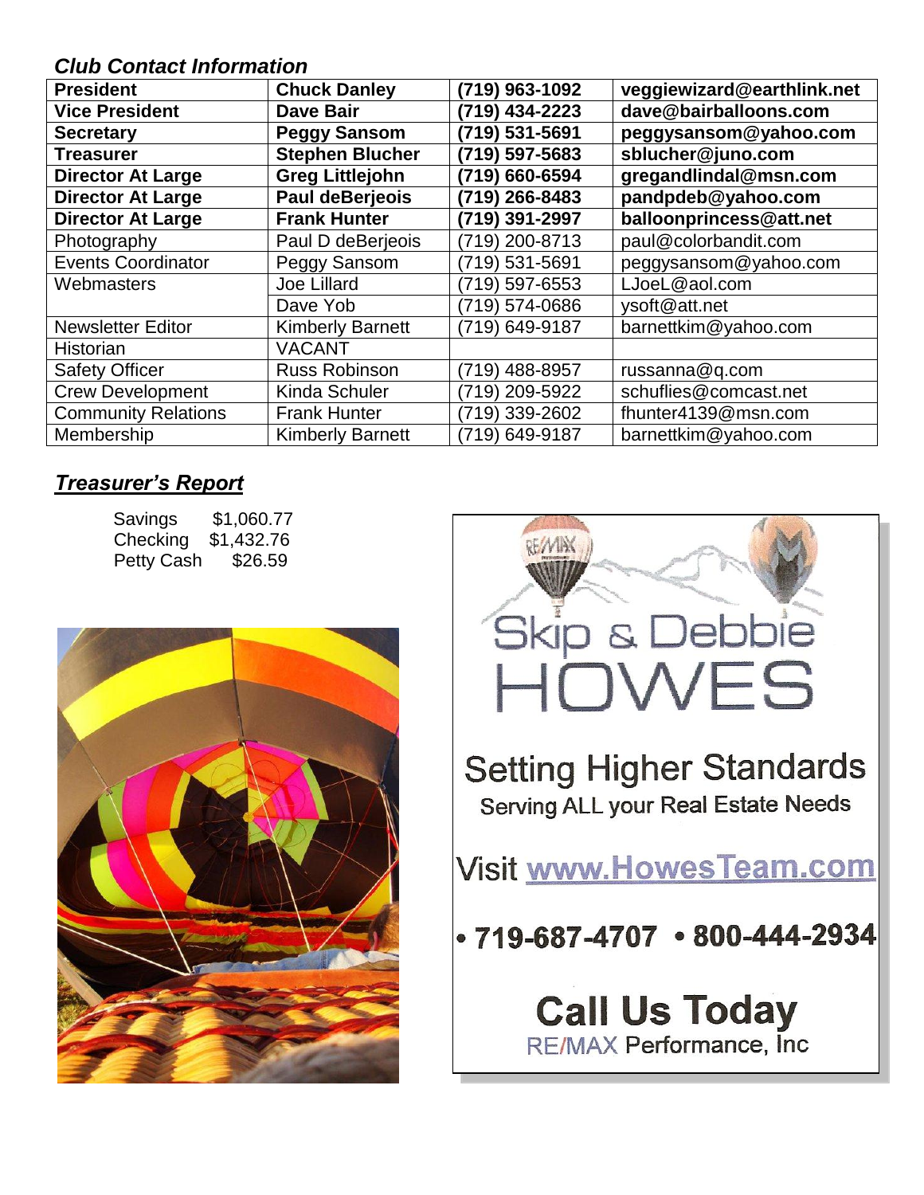### *Club Contact Information*

| **President** | **Chuck Danley** | **(719) 963-1092** | **veggiewizard@earthlink.net** |
|---|---|---|---|
| **Vice President** | **Dave Bair** | **(719) 434-2223** | **dave@bairballoons.com** |
| **Secretary** | **Peggy Sansom** | **(719) 531-5691** | **peggysansom@yahoo.com** |
| **Treasurer** | **Stephen Blucher** | **(719) 597-5683** | **sblucher@juno.com** |
| **Director At Large** | **Greg Littlejohn** | **(719) 660-6594** | **gregandlindal@msn.com** |
| **Director At Large** | **Paul deBerjeois** | **(719) 266-8483** | **pandpdeb@yahoo.com** |
| **Director At Large** | **Frank Hunter** | **(719) 391-2997** | **balloonprincess@att.net** |
| Photography | Paul D deBerjeois | (719) 200-8713 | paul@colorbandit.com |
| Events Coordinator | Peggy Sansom | (719) 531-5691 | peggysansom@yahoo.com |
| Webmasters | Joe Lillard | (719) 597-6553 | LJoeL@aol.com |
| | Dave Yob | (719) 574-0686 | ysoft@att.net |
| Newsletter Editor | Kimberly Barnett | (719) 649-9187 | barnettkim@yahoo.com |
| Historian | VACANT | | |
| Safety Officer | Russ Robinson | (719) 488-8957 | russanna@q.com |
| Crew Development | Kinda Schuler | (719) 209-5922 | schuflies@comcast.net |
| Community Relations | Frank Hunter | (719) 339-2602 | fhunter4139@msn.com |
| Membership | Kimberly Barnett | (719) 649-9187 | barnettkim@yahoo.com |

## ***Treasurer's Report***

Savings $1,060.77
Checking $1,432.76
Petty Cash $26.59

Skip & Debbie HOWES

Setting Higher Standards
Serving ALL your Real Estate Needs

Visit www.HowesTeam.com

• 719-687-4707 • 800-444-2934

**Call Us Today**
RE/MAX Performance, Inc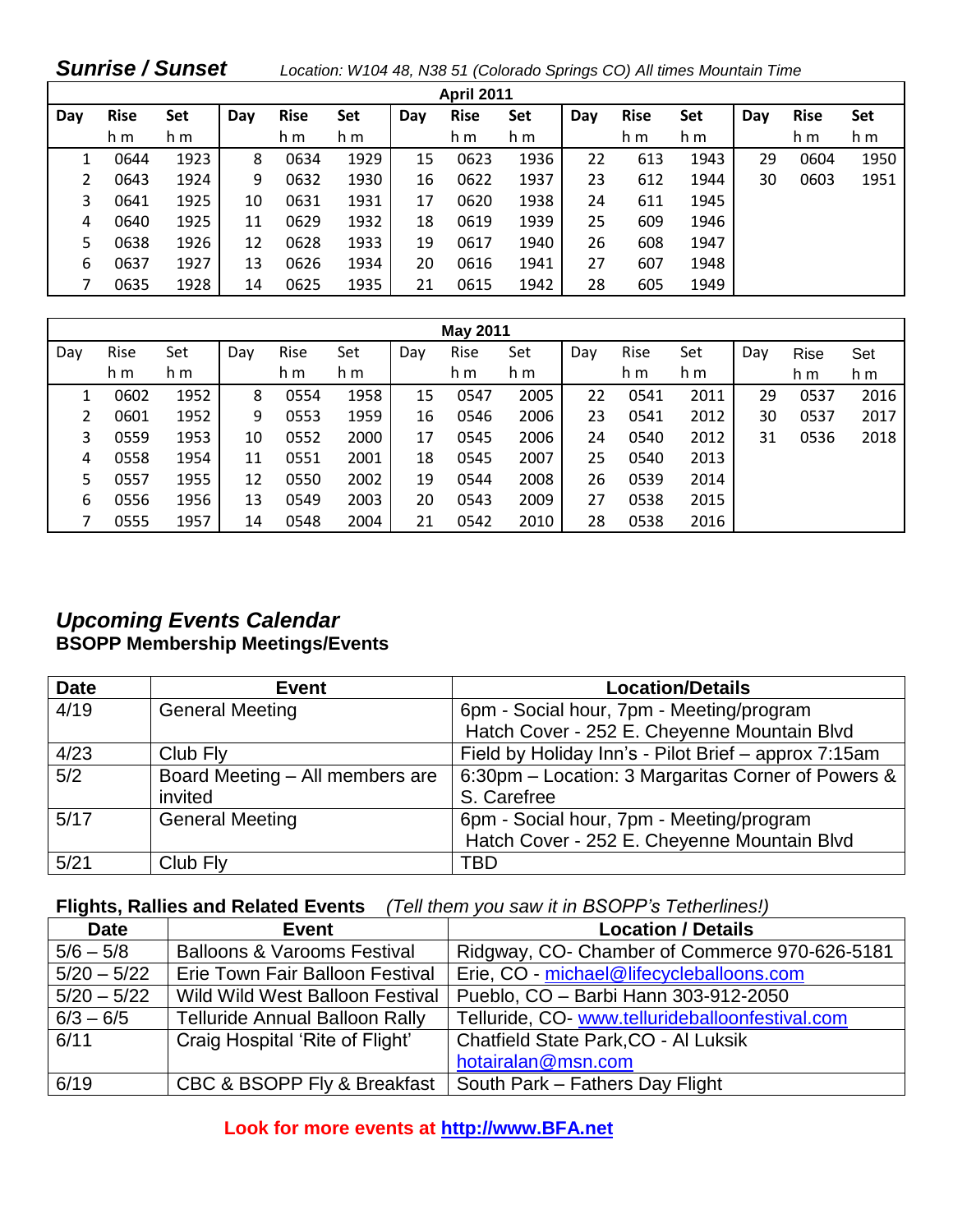## *Sunrise / Sunset*

*Location: W104 48, N38 51 (Colorado Springs CO) All times Mountain Time*

| April 2011 | | | | | | | | | | | | | | |
|---|---|---|---|---|---|---|---|---|---|---|---|---|---|---|
| **Day** | **Rise** | **Set** | **Day** | **Rise** | **Set** | **Day** | **Rise** | **Set** | **Day** | **Rise** | **Set** | **Day** | **Rise** | **Set** |
| | h m | h m | | h m | h m | | h m | h m | | h m | h m | | h m | h m |
| 1 | 0644 | 1923 | 8 | 0634 | 1929 | 15 | 0623 | 1936 | 22 | 613 | 1943 | 29 | 0604 | 1950 |
| 2 | 0643 | 1924 | 9 | 0632 | 1930 | 16 | 0622 | 1937 | 23 | 612 | 1944 | 30 | 0603 | 1951 |
| 3 | 0641 | 1925 | 10 | 0631 | 1931 | 17 | 0620 | 1938 | 24 | 611 | 1945 | | | |
| 4 | 0640 | 1925 | 11 | 0629 | 1932 | 18 | 0619 | 1939 | 25 | 609 | 1946 | | | |
| 5 | 0638 | 1926 | 12 | 0628 | 1933 | 19 | 0617 | 1940 | 26 | 608 | 1947 | | | |
| 6 | 0637 | 1927 | 13 | 0626 | 1934 | 20 | 0616 | 1941 | 27 | 607 | 1948 | | | |
| 7 | 0635 | 1928 | 14 | 0625 | 1935 | 21 | 0615 | 1942 | 28 | 605 | 1949 | | | |

| May 2011 | | | | | | | | | | | | | | |
|---|---|---|---|---|---|---|---|---|---|---|---|---|---|---|
| Day | Rise | Set | Day | Rise | Set | Day | Rise | Set | Day | Rise | Set | Day | Rise | Set |
| | h m | h m | | h m | h m | | h m | h m | | h m | h m | | h m | h m |
| 1 | 0602 | 1952 | 8 | 0554 | 1958 | 15 | 0547 | 2005 | 22 | 0541 | 2011 | 29 | 0537 | 2016 |
| 2 | 0601 | 1952 | 9 | 0553 | 1959 | 16 | 0546 | 2006 | 23 | 0541 | 2012 | 30 | 0537 | 2017 |
| 3 | 0559 | 1953 | 10 | 0552 | 2000 | 17 | 0545 | 2006 | 24 | 0540 | 2012 | 31 | 0536 | 2018 |
| 4 | 0558 | 1954 | 11 | 0551 | 2001 | 18 | 0545 | 2007 | 25 | 0540 | 2013 | | | |
| 5 | 0557 | 1955 | 12 | 0550 | 2002 | 19 | 0544 | 2008 | 26 | 0539 | 2014 | | | |
| 6 | 0556 | 1956 | 13 | 0549 | 2003 | 20 | 0543 | 2009 | 27 | 0538 | 2015 | | | |
| 7 | 0555 | 1957 | 14 | 0548 | 2004 | 21 | 0542 | 2010 | 28 | 0538 | 2016 | | | |

## *Upcoming Events Calendar*

### BSOPP Membership Meetings/Events

| Date | Event | Location/Details |
|---|---|---|
| 4/19 | General Meeting | 6pm - Social hour, 7pm - Meeting/program<br>Hatch Cover - 252 E. Cheyenne Mountain Blvd |
| 4/23 | Club Fly | Field by Holiday Inn's - Pilot Brief – approx 7:15am |
| 5/2 | Board Meeting – All members are invited | 6:30pm – Location: 3 Margaritas Corner of Powers & S. Carefree |
| 5/17 | General Meeting | 6pm - Social hour, 7pm - Meeting/program<br>Hatch Cover - 252 E. Cheyenne Mountain Blvd |
| 5/21 | Club Fly | TBD |

### Flights, Rallies and Related Events *(Tell them you saw it in BSOPP's Tetherlines!)*

| Date | Event | Location / Details |
|---|---|---|
| 5/6 – 5/8 | Balloons & Varooms Festival | Ridgway, CO- Chamber of Commerce 970-626-5181 |
| 5/20 – 5/22 | Erie Town Fair Balloon Festival | Erie, CO - michael@lifecycleballoons.com |
| 5/20 – 5/22 | Wild Wild West Balloon Festival | Pueblo, CO – Barbi Hann 303-912-2050 |
| 6/3 – 6/5 | Telluride Annual Balloon Rally | Telluride, CO- www.tellurideballoonfestival.com |
| 6/11 | Craig Hospital 'Rite of Flight' | Chatfield State Park,CO - Al Luksik<br>hotairalan@msn.com |
| 6/19 | CBC & BSOPP Fly & Breakfast | South Park – Fathers Day Flight |

**Look for more events at http://www.BFA.net**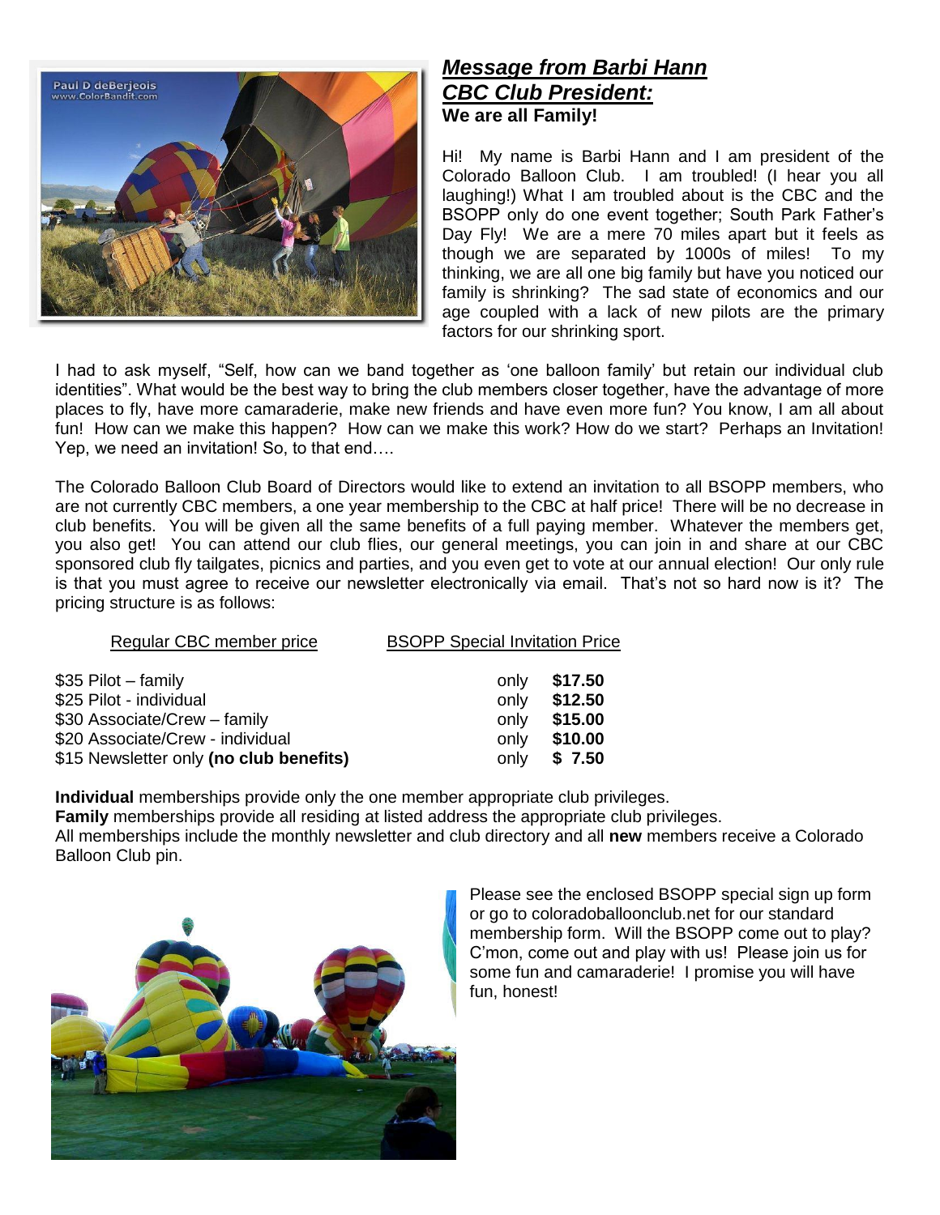## *Message from Barbi Hann CBC Club President:*

**We are all Family!**

Hi! My name is Barbi Hann and I am president of the Colorado Balloon Club. I am troubled! (I hear you all laughing!) What I am troubled about is the CBC and the BSOPP only do one event together; South Park Father's Day Fly! We are a mere 70 miles apart but it feels as though we are separated by 1000s of miles! To my thinking, we are all one big family but have you noticed our family is shrinking? The sad state of economics and our age coupled with a lack of new pilots are the primary factors for our shrinking sport.

I had to ask myself, "Self, how can we band together as 'one balloon family' but retain our individual club identities". What would be the best way to bring the club members closer together, have the advantage of more places to fly, have more camaraderie, make new friends and have even more fun? You know, I am all about fun! How can we make this happen? How can we make this work? How do we start? Perhaps an Invitation! Yep, we need an invitation! So, to that end….

The Colorado Balloon Club Board of Directors would like to extend an invitation to all BSOPP members, who are not currently CBC members, a one year membership to the CBC at half price! There will be no decrease in club benefits. You will be given all the same benefits of a full paying member. Whatever the members get, you also get! You can attend our club flies, our general meetings, you can join in and share at our CBC sponsored club fly tailgates, picnics and parties, and you even get to vote at our annual election! Our only rule is that you must agree to receive our newsletter electronically via email. That's not so hard now is it? The pricing structure is as follows:

| Regular CBC member price | BSOPP Special Invitation Price |
|---|---|
| $35 Pilot – family | only **$17.50** |
| $25 Pilot - individual | only **$12.50** |
| $30 Associate/Crew – family | only **$15.00** |
| $20 Associate/Crew - individual | only **$10.00** |
| $15 Newsletter only **(no club benefits)** | only **$ 7.50** |

**Individual** memberships provide only the one member appropriate club privileges.
**Family** memberships provide all residing at listed address the appropriate club privileges.
All memberships include the monthly newsletter and club directory and all **new** members receive a Colorado Balloon Club pin.

Please see the enclosed BSOPP special sign up form or go to coloradoballoonclub.net for our standard membership form. Will the BSOPP come out to play? C'mon, come out and play with us! Please join us for some fun and camaraderie! I promise you will have fun, honest!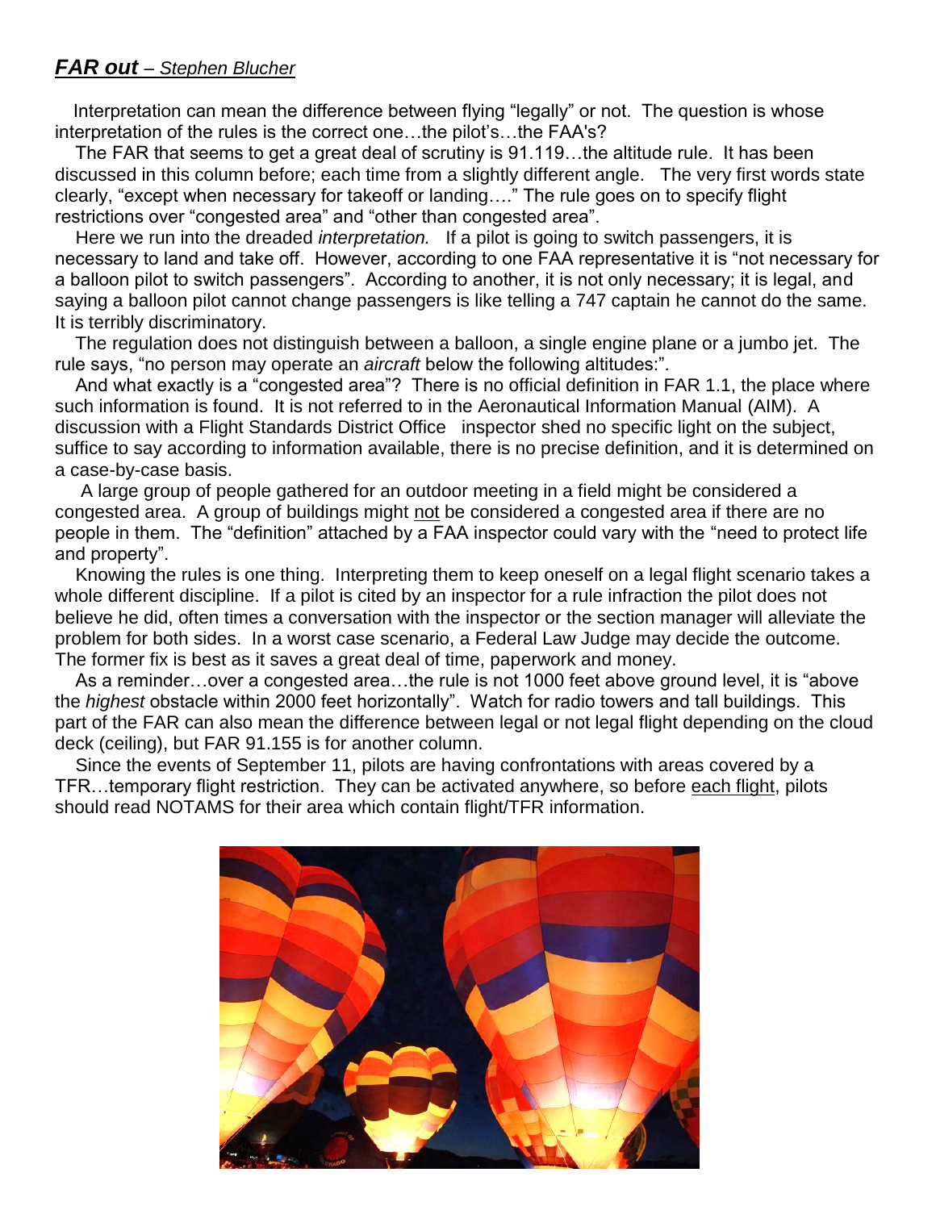## ***FAR out*** *– Stephen Blucher*

Interpretation can mean the difference between flying "legally" or not. The question is whose interpretation of the rules is the correct one…the pilot's…the FAA's?

The FAR that seems to get a great deal of scrutiny is 91.119…the altitude rule. It has been discussed in this column before; each time from a slightly different angle. The very first words state clearly, "except when necessary for takeoff or landing…." The rule goes on to specify flight restrictions over "congested area" and "other than congested area".

Here we run into the dreaded *interpretation.* If a pilot is going to switch passengers, it is necessary to land and take off. However, according to one FAA representative it is "not necessary for a balloon pilot to switch passengers". According to another, it is not only necessary; it is legal, and saying a balloon pilot cannot change passengers is like telling a 747 captain he cannot do the same. It is terribly discriminatory.

The regulation does not distinguish between a balloon, a single engine plane or a jumbo jet. The rule says, "no person may operate an *aircraft* below the following altitudes:".

And what exactly is a "congested area"? There is no official definition in FAR 1.1, the place where such information is found. It is not referred to in the Aeronautical Information Manual (AIM). A discussion with a Flight Standards District Office inspector shed no specific light on the subject, suffice to say according to information available, there is no precise definition, and it is determined on a case-by-case basis.

A large group of people gathered for an outdoor meeting in a field might be considered a congested area. A group of buildings might not be considered a congested area if there are no people in them. The "definition" attached by a FAA inspector could vary with the "need to protect life and property".

Knowing the rules is one thing. Interpreting them to keep oneself on a legal flight scenario takes a whole different discipline. If a pilot is cited by an inspector for a rule infraction the pilot does not believe he did, often times a conversation with the inspector or the section manager will alleviate the problem for both sides. In a worst case scenario, a Federal Law Judge may decide the outcome. The former fix is best as it saves a great deal of time, paperwork and money.

As a reminder…over a congested area…the rule is not 1000 feet above ground level, it is "above the *highest* obstacle within 2000 feet horizontally". Watch for radio towers and tall buildings. This part of the FAR can also mean the difference between legal or not legal flight depending on the cloud deck (ceiling), but FAR 91.155 is for another column.

Since the events of September 11, pilots are having confrontations with areas covered by a TFR…temporary flight restriction. They can be activated anywhere, so before each flight, pilots should read NOTAMS for their area which contain flight/TFR information.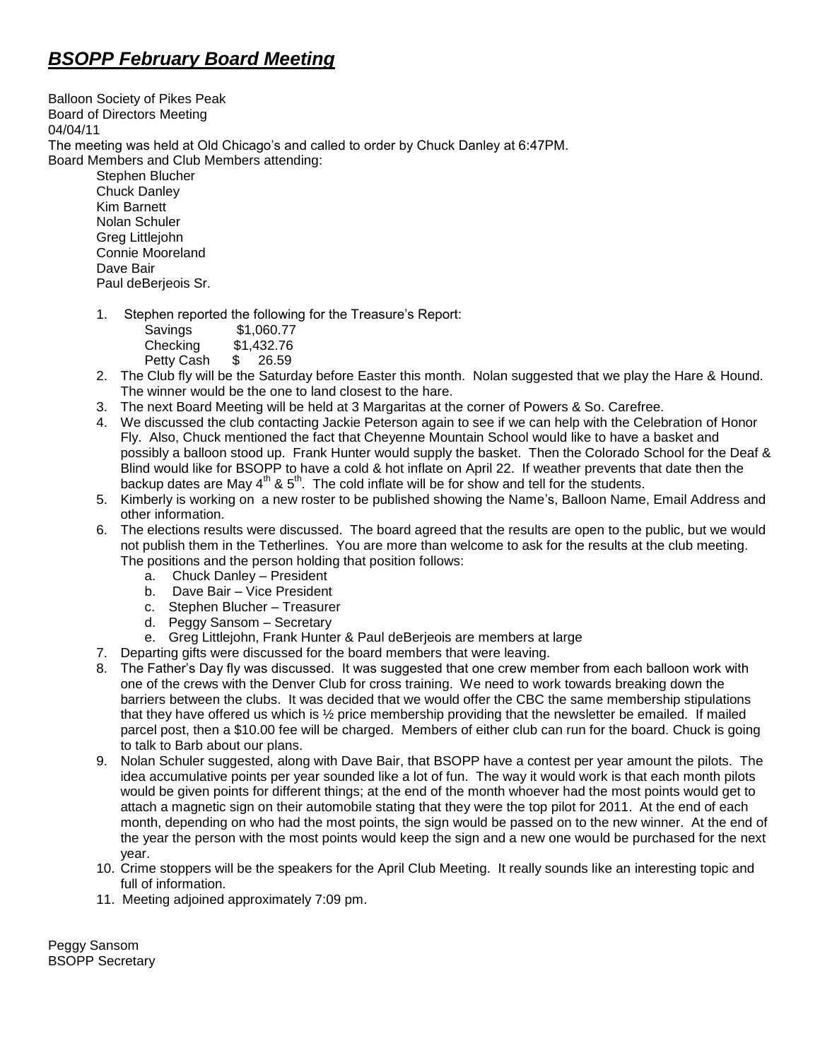# ***BSOPP February Board Meeting***

Balloon Society of Pikes Peak
Board of Directors Meeting
04/04/11
The meeting was held at Old Chicago's and called to order by Chuck Danley at 6:47PM.
Board Members and Club Members attending:

- Stephen Blucher
- Chuck Danley
- Kim Barnett
- Nolan Schuler
- Greg Littlejohn
- Connie Mooreland
- Dave Bair
- Paul deBerjeois Sr.

1. Stephen reported the following for the Treasure's Report:

   | | |
   |---|---|
   | Savings | $1,060.77 |
   | Checking | $1,432.76 |
   | Petty Cash | $ 26.59 |

2. The Club fly will be the Saturday before Easter this month. Nolan suggested that we play the Hare & Hound. The winner would be the one to land closest to the hare.
3. The next Board Meeting will be held at 3 Margaritas at the corner of Powers & So. Carefree.
4. We discussed the club contacting Jackie Peterson again to see if we can help with the Celebration of Honor Fly. Also, Chuck mentioned the fact that Cheyenne Mountain School would like to have a basket and possibly a balloon stood up. Frank Hunter would supply the basket. Then the Colorado School for the Deaf & Blind would like for BSOPP to have a cold & hot inflate on April 22. If weather prevents that date then the backup dates are May 4th & 5th. The cold inflate will be for show and tell for the students.
5. Kimberly is working on a new roster to be published showing the Name's, Balloon Name, Email Address and other information.
6. The elections results were discussed. The board agreed that the results are open to the public, but we would not publish them in the Tetherlines. You are more than welcome to ask for the results at the club meeting. The positions and the person holding that position follows:
   a. Chuck Danley – President
   b. Dave Bair – Vice President
   c. Stephen Blucher – Treasurer
   d. Peggy Sansom – Secretary
   e. Greg Littlejohn, Frank Hunter & Paul deBerjeois are members at large
7. Departing gifts were discussed for the board members that were leaving.
8. The Father's Day fly was discussed. It was suggested that one crew member from each balloon work with one of the crews with the Denver Club for cross training. We need to work towards breaking down the barriers between the clubs. It was decided that we would offer the CBC the same membership stipulations that they have offered us which is ½ price membership providing that the newsletter be emailed. If mailed parcel post, then a $10.00 fee will be charged. Members of either club can run for the board. Chuck is going to talk to Barb about our plans.
9. Nolan Schuler suggested, along with Dave Bair, that BSOPP have a contest per year amount the pilots. The idea accumulative points per year sounded like a lot of fun. The way it would work is that each month pilots would be given points for different things; at the end of the month whoever had the most points would get to attach a magnetic sign on their automobile stating that they were the top pilot for 2011. At the end of each month, depending on who had the most points, the sign would be passed on to the new winner. At the end of the year the person with the most points would keep the sign and a new one would be purchased for the next year.
10. Crime stoppers will be the speakers for the April Club Meeting. It really sounds like an interesting topic and full of information.
11. Meeting adjoined approximately 7:09 pm.

Peggy Sansom
BSOPP Secretary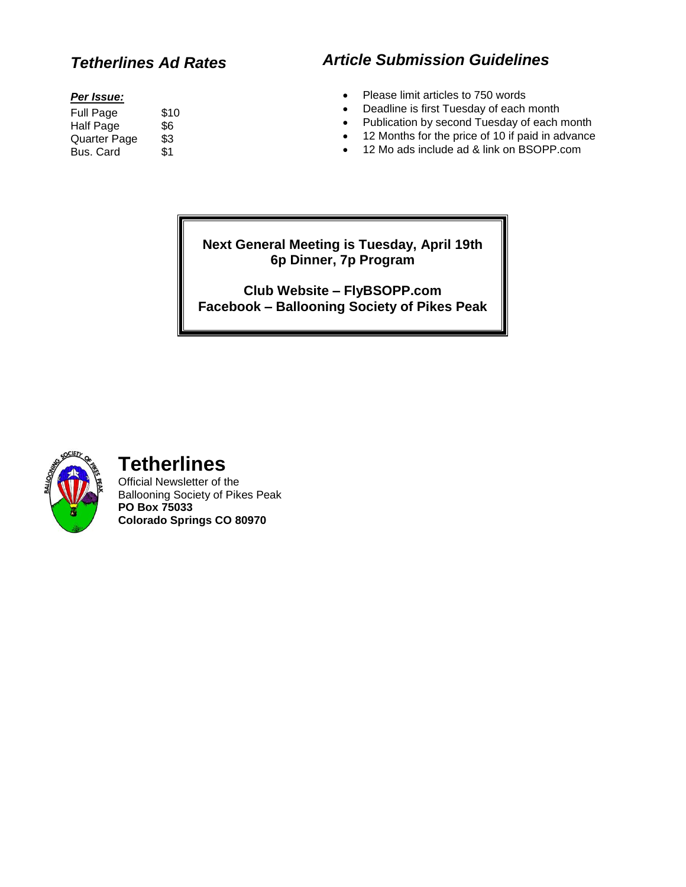## *Tetherlines Ad Rates*

***Per Issue:***

| | |
|---|---|
| Full Page | $10 |
| Half Page | $6 |
| Quarter Page | $3 |
| Bus. Card | $1 |

## *Article Submission Guidelines*

- Please limit articles to 750 words
- Deadline is first Tuesday of each month
- Publication by second Tuesday of each month
- 12 Months for the price of 10 if paid in advance
- 12 Mo ads include ad & link on BSOPP.com

**Next General Meeting is Tuesday, April 19th**
**6p Dinner, 7p Program**

**Club Website – FlyBSOPP.com**
**Facebook – Ballooning Society of Pikes Peak**

# Tetherlines

Official Newsletter of the
Ballooning Society of Pikes Peak
**PO Box 75033**
**Colorado Springs CO 80970**